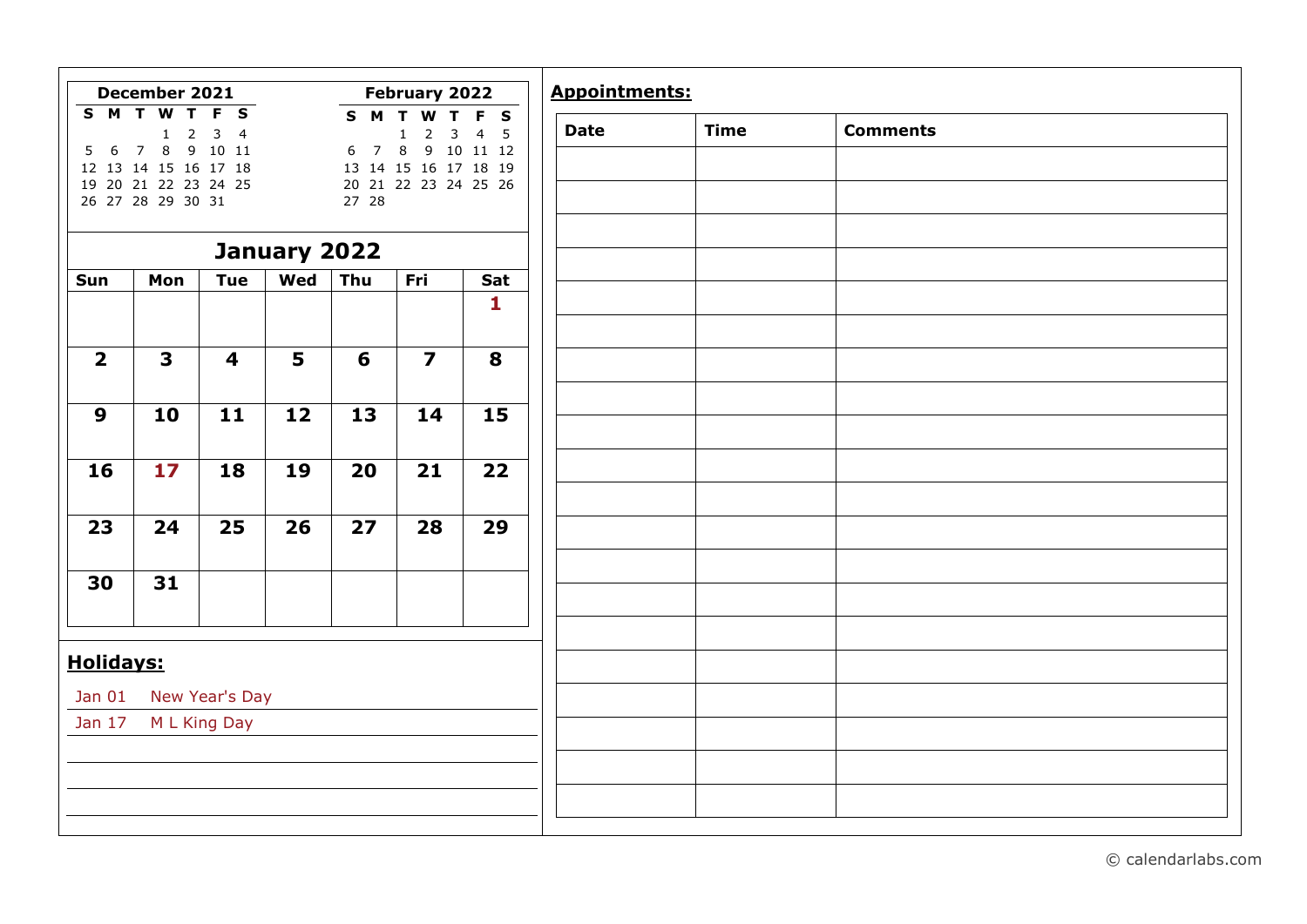**December 2021**

| S | M | T | W | T | F | S |
|---|---|---|---|---|---|---|
| | | | 1 | 2 | 3 | 4 |
| 5 | 6 | 7 | 8 | 9 | 10 | 11 |
| 12 | 13 | 14 | 15 | 16 | 17 | 18 |
| 19 | 20 | 21 | 22 | 23 | 24 | 25 |
| 26 | 27 | 28 | 29 | 30 | 31 | |

**February 2022**

| S | M | T | W | T | F | S |
|---|---|---|---|---|---|---|
| | | 1 | 2 | 3 | 4 | 5 |
| 6 | 7 | 8 | 9 | 10 | 11 | 12 |
| 13 | 14 | 15 | 16 | 17 | 18 | 19 |
| 20 | 21 | 22 | 23 | 24 | 25 | 26 |
| 27 | 28 | | | | | |

## January 2022

| Sun | Mon | Tue | Wed | Thu | Fri | Sat |
|---|---|---|---|---|---|---|
| | | | | | | 1 |
| 2 | 3 | 4 | 5 | 6 | 7 | 8 |
| 9 | 10 | 11 | 12 | 13 | 14 | 15 |
| 16 | 17 | 18 | 19 | 20 | 21 | 22 |
| 23 | 24 | 25 | 26 | 27 | 28 | 29 |
| 30 | 31 | | | | | |

**Holidays:**

Jan 01 New Year's Day

Jan 17 M L King Day

**Appointments:**

| Date | Time | Comments |
|---|---|---|
| | | |
| | | |
| | | |
| | | |
| | | |
| | | |
| | | |
| | | |
| | | |
| | | |
| | | |
| | | |
| | | |
| | | |
| | | |
| | | |
| | | |
| | | |
| | | |
| | | |

© calendarlabs.com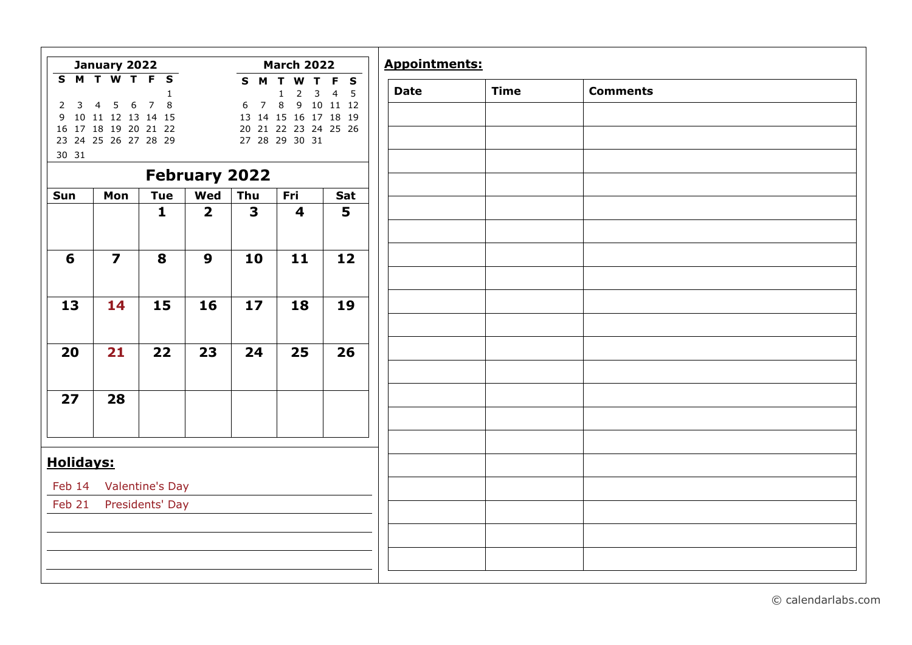**January 2022**

| S | M | T | W | T | F | S |
|---|---|---|---|---|---|---|
| | | | | | | 1 |
| 2 | 3 | 4 | 5 | 6 | 7 | 8 |
| 9 | 10 | 11 | 12 | 13 | 14 | 15 |
| 16 | 17 | 18 | 19 | 20 | 21 | 22 |
| 23 | 24 | 25 | 26 | 27 | 28 | 29 |
| 30 | 31 | | | | | |

**March 2022**

| S | M | T | W | T | F | S |
|---|---|---|---|---|---|---|
| | | 1 | 2 | 3 | 4 | 5 |
| 6 | 7 | 8 | 9 | 10 | 11 | 12 |
| 13 | 14 | 15 | 16 | 17 | 18 | 19 |
| 20 | 21 | 22 | 23 | 24 | 25 | 26 |
| 27 | 28 | 29 | 30 | 31 | | |

## February 2022

| Sun | Mon | Tue | Wed | Thu | Fri | Sat |
|---|---|---|---|---|---|---|
| | | 1 | 2 | 3 | 4 | 5 |
| 6 | 7 | 8 | 9 | 10 | 11 | 12 |
| 13 | 14 | 15 | 16 | 17 | 18 | 19 |
| 20 | 21 | 22 | 23 | 24 | 25 | 26 |
| 27 | 28 | | | | | |

## Holidays:

Feb 14 Valentine's Day

Feb 21 Presidents' Day

## Appointments:

| Date | Time | Comments |
|---|---|---|
| | | |
| | | |
| | | |
| | | |
| | | |
| | | |
| | | |
| | | |
| | | |
| | | |
| | | |
| | | |
| | | |
| | | |
| | | |
| | | |
| | | |
| | | |
| | | |
| | | |

© calendarlabs.com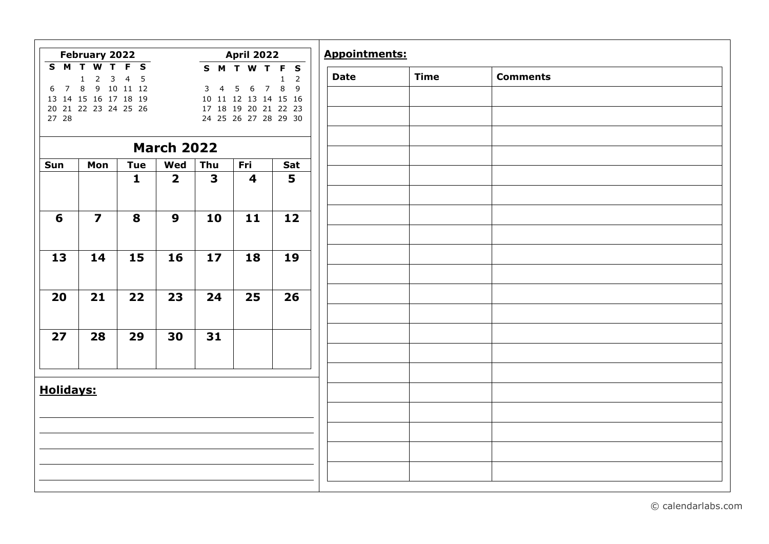**February 2022**

| S | M | T | W | T | F | S |
|---|---|---|---|---|---|---|
| | | 1 | 2 | 3 | 4 | 5 |
| 6 | 7 | 8 | 9 | 10 | 11 | 12 |
| 13 | 14 | 15 | 16 | 17 | 18 | 19 |
| 20 | 21 | 22 | 23 | 24 | 25 | 26 |
| 27 | 28 | | | | | |

**April 2022**

| S | M | T | W | T | F | S |
|---|---|---|---|---|---|---|
| | | | | | 1 | 2 |
| 3 | 4 | 5 | 6 | 7 | 8 | 9 |
| 10 | 11 | 12 | 13 | 14 | 15 | 16 |
| 17 | 18 | 19 | 20 | 21 | 22 | 23 |
| 24 | 25 | 26 | 27 | 28 | 29 | 30 |

## March 2022

| Sun | Mon | Tue | Wed | Thu | Fri | Sat |
|---|---|---|---|---|---|---|
| | | 1 | 2 | 3 | 4 | 5 |
| 6 | 7 | 8 | 9 | 10 | 11 | 12 |
| 13 | 14 | 15 | 16 | 17 | 18 | 19 |
| 20 | 21 | 22 | 23 | 24 | 25 | 26 |
| 27 | 28 | 29 | 30 | 31 | | |

**Holidays:**

**Appointments:**

| Date | Time | Comments |
|---|---|---|
| | | |
| | | |
| | | |
| | | |
| | | |
| | | |
| | | |
| | | |
| | | |
| | | |
| | | |
| | | |
| | | |
| | | |
| | | |
| | | |
| | | |
| | | |
| | | |
| | | |

© calendarlabs.com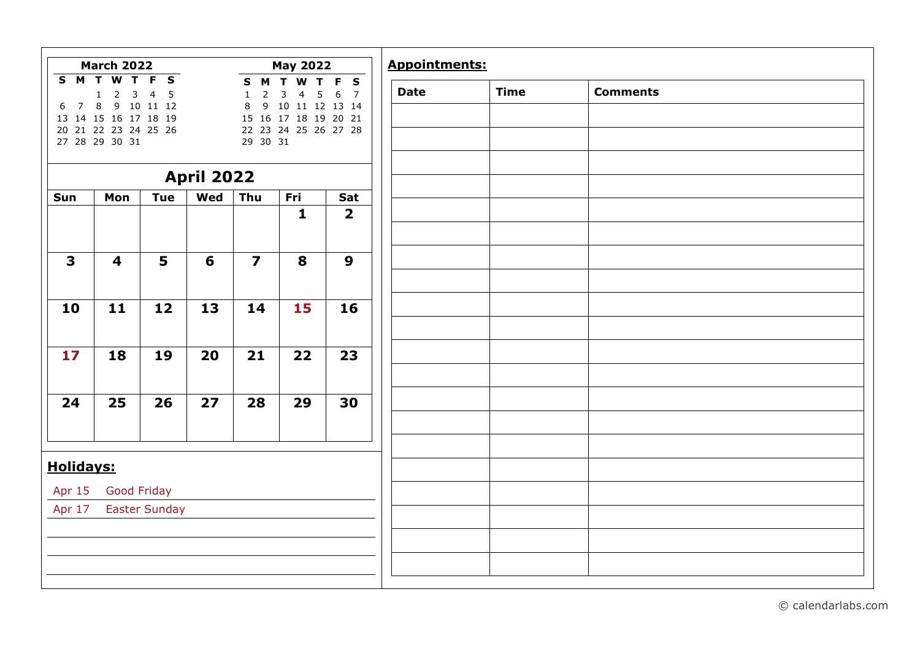**March 2022**

| S | M | T | W | T | F | S |
|---|---|---|---|---|---|---|
| | | 1 | 2 | 3 | 4 | 5 |
| 6 | 7 | 8 | 9 | 10 | 11 | 12 |
| 13 | 14 | 15 | 16 | 17 | 18 | 19 |
| 20 | 21 | 22 | 23 | 24 | 25 | 26 |
| 27 | 28 | 29 | 30 | 31 | | |

**May 2022**

| S | M | T | W | T | F | S |
|---|---|---|---|---|---|---|
| 1 | 2 | 3 | 4 | 5 | 6 | 7 |
| 8 | 9 | 10 | 11 | 12 | 13 | 14 |
| 15 | 16 | 17 | 18 | 19 | 20 | 21 |
| 22 | 23 | 24 | 25 | 26 | 27 | 28 |
| 29 | 30 | 31 | | | | |

## April 2022

| Sun | Mon | Tue | Wed | Thu | Fri | Sat |
|---|---|---|---|---|---|---|
| | | | | | 1 | 2 |
| 3 | 4 | 5 | 6 | 7 | 8 | 9 |
| 10 | 11 | 12 | 13 | 14 | 15 | 16 |
| 17 | 18 | 19 | 20 | 21 | 22 | 23 |
| 24 | 25 | 26 | 27 | 28 | 29 | 30 |

**Holidays:**

Apr 15 Good Friday

Apr 17 Easter Sunday

**Appointments:**

| Date | Time | Comments |
|---|---|---|
| | | |
| | | |
| | | |
| | | |
| | | |
| | | |
| | | |
| | | |
| | | |
| | | |
| | | |
| | | |
| | | |
| | | |
| | | |
| | | |
| | | |
| | | |
| | | |
| | | |

© calendarlabs.com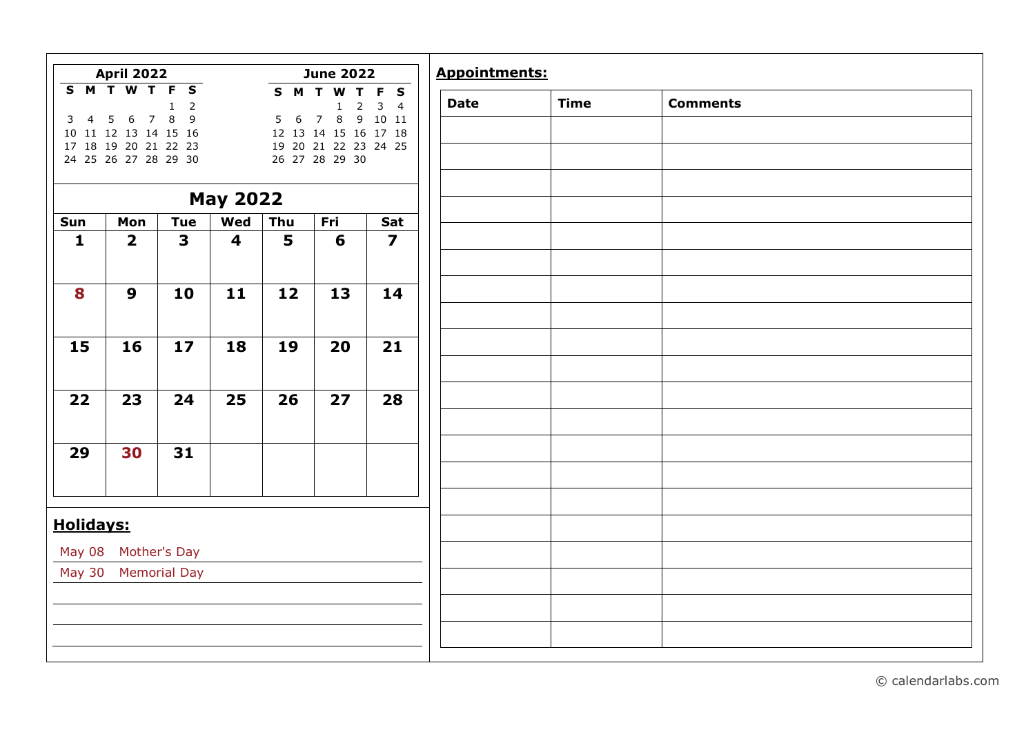**April 2022**

| S | M | T | W | T | F | S |
|---|---|---|---|---|---|---|
| | | | | | 1 | 2 |
| 3 | 4 | 5 | 6 | 7 | 8 | 9 |
| 10 | 11 | 12 | 13 | 14 | 15 | 16 |
| 17 | 18 | 19 | 20 | 21 | 22 | 23 |
| 24 | 25 | 26 | 27 | 28 | 29 | 30 |

**June 2022**

| S | M | T | W | T | F | S |
|---|---|---|---|---|---|---|
| | | | 1 | 2 | 3 | 4 |
| 5 | 6 | 7 | 8 | 9 | 10 | 11 |
| 12 | 13 | 14 | 15 | 16 | 17 | 18 |
| 19 | 20 | 21 | 22 | 23 | 24 | 25 |
| 26 | 27 | 28 | 29 | 30 | | |

## May 2022

| Sun | Mon | Tue | Wed | Thu | Fri | Sat |
|---|---|---|---|---|---|---|
| 1 | 2 | 3 | 4 | 5 | 6 | 7 |
| 8 | 9 | 10 | 11 | 12 | 13 | 14 |
| 15 | 16 | 17 | 18 | 19 | 20 | 21 |
| 22 | 23 | 24 | 25 | 26 | 27 | 28 |
| 29 | 30 | 31 | | | | |

**Holidays:**

May 08 Mother's Day

May 30 Memorial Day

**Appointments:**

| Date | Time | Comments |
|---|---|---|
| | | |
| | | |
| | | |
| | | |
| | | |
| | | |
| | | |
| | | |
| | | |
| | | |
| | | |
| | | |
| | | |
| | | |
| | | |
| | | |
| | | |
| | | |
| | | |
| | | |

© calendarlabs.com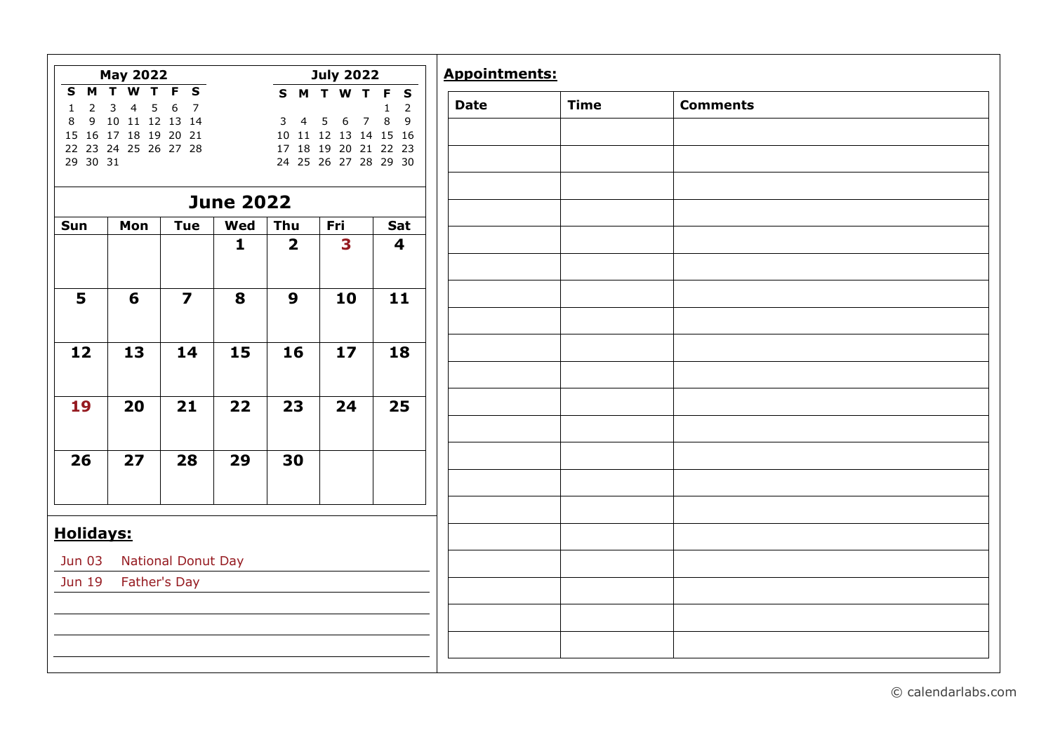**May 2022**

| S | M | T | W | T | F | S |
|---|---|---|---|---|---|---|
| 1 | 2 | 3 | 4 | 5 | 6 | 7 |
| 8 | 9 | 10 | 11 | 12 | 13 | 14 |
| 15 | 16 | 17 | 18 | 19 | 20 | 21 |
| 22 | 23 | 24 | 25 | 26 | 27 | 28 |
| 29 | 30 | 31 | | | | |

**July 2022**

| S | M | T | W | T | F | S |
|---|---|---|---|---|---|---|
| | | | | | 1 | 2 |
| 3 | 4 | 5 | 6 | 7 | 8 | 9 |
| 10 | 11 | 12 | 13 | 14 | 15 | 16 |
| 17 | 18 | 19 | 20 | 21 | 22 | 23 |
| 24 | 25 | 26 | 27 | 28 | 29 | 30 |

# June 2022

| Sun | Mon | Tue | Wed | Thu | Fri | Sat |
|---|---|---|---|---|---|---|
| | | | 1 | 2 | 3 | 4 |
| 5 | 6 | 7 | 8 | 9 | 10 | 11 |
| 12 | 13 | 14 | 15 | 16 | 17 | 18 |
| 19 | 20 | 21 | 22 | 23 | 24 | 25 |
| 26 | 27 | 28 | 29 | 30 | | |

## Holidays:

- Jun 03 National Donut Day
- Jun 19 Father's Day

## Appointments:

| Date | Time | Comments |
|---|---|---|
| | | |
| | | |
| | | |
| | | |
| | | |
| | | |
| | | |
| | | |
| | | |
| | | |
| | | |
| | | |
| | | |
| | | |
| | | |
| | | |
| | | |
| | | |
| | | |
| | | |

© calendarlabs.com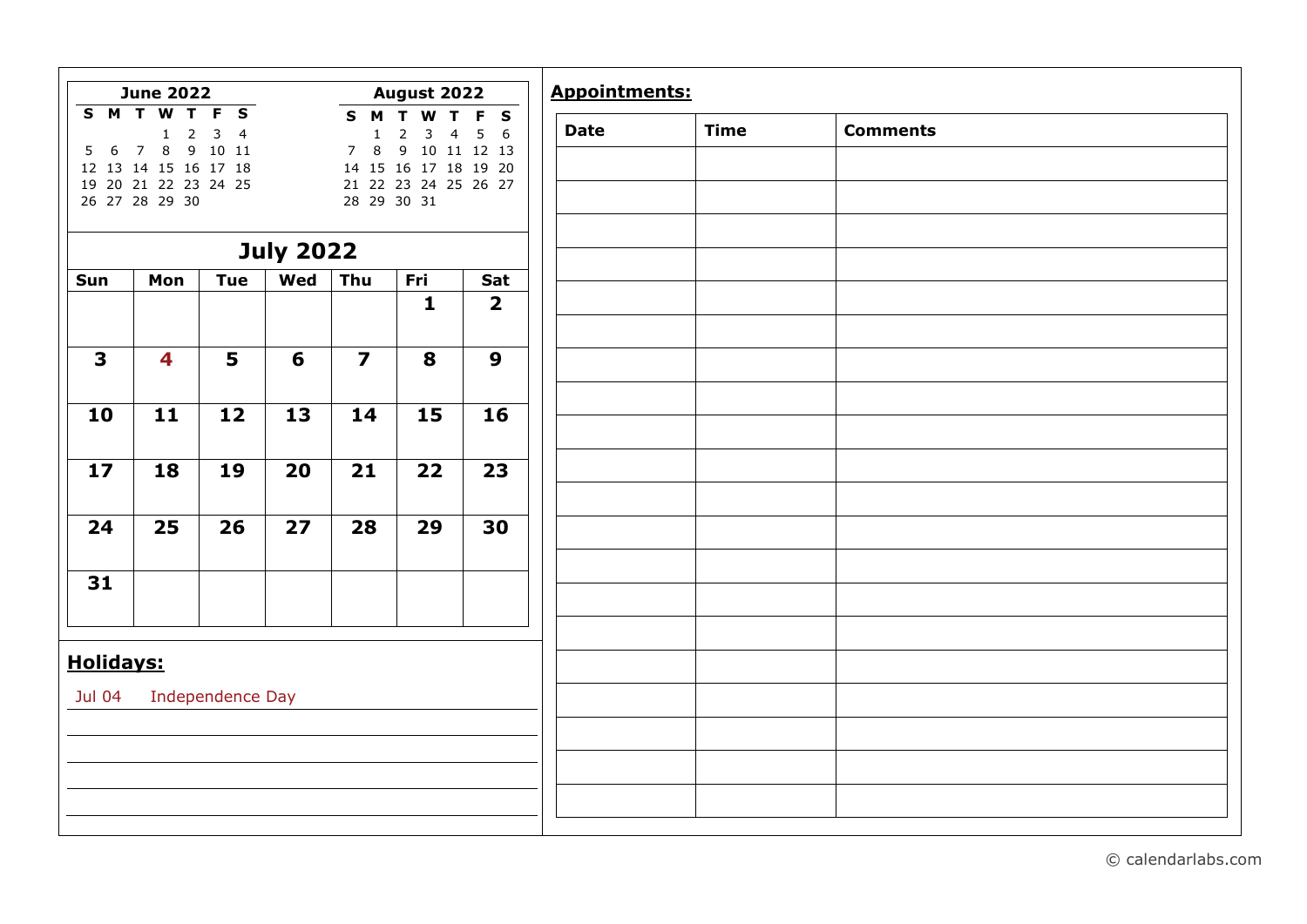**June 2022**

| S | M | T | W | T | F | S |
|---|---|---|---|---|---|---|
| | | | 1 | 2 | 3 | 4 |
| 5 | 6 | 7 | 8 | 9 | 10 | 11 |
| 12 | 13 | 14 | 15 | 16 | 17 | 18 |
| 19 | 20 | 21 | 22 | 23 | 24 | 25 |
| 26 | 27 | 28 | 29 | 30 | | |

**August 2022**

| S | M | T | W | T | F | S |
|---|---|---|---|---|---|---|
| | 1 | 2 | 3 | 4 | 5 | 6 |
| 7 | 8 | 9 | 10 | 11 | 12 | 13 |
| 14 | 15 | 16 | 17 | 18 | 19 | 20 |
| 21 | 22 | 23 | 24 | 25 | 26 | 27 |
| 28 | 29 | 30 | 31 | | | |

## July 2022

| Sun | Mon | Tue | Wed | Thu | Fri | Sat |
|---|---|---|---|---|---|---|
| | | | | | 1 | 2 |
| 3 | 4 | 5 | 6 | 7 | 8 | 9 |
| 10 | 11 | 12 | 13 | 14 | 15 | 16 |
| 17 | 18 | 19 | 20 | 21 | 22 | 23 |
| 24 | 25 | 26 | 27 | 28 | 29 | 30 |
| 31 | | | | | | |

**Holidays:**

Jul 04 Independence Day

**Appointments:**

| Date | Time | Comments |
|---|---|---|
| | | |
| | | |
| | | |
| | | |
| | | |
| | | |
| | | |
| | | |
| | | |
| | | |
| | | |
| | | |
| | | |
| | | |
| | | |
| | | |
| | | |
| | | |
| | | |
| | | |

© calendarlabs.com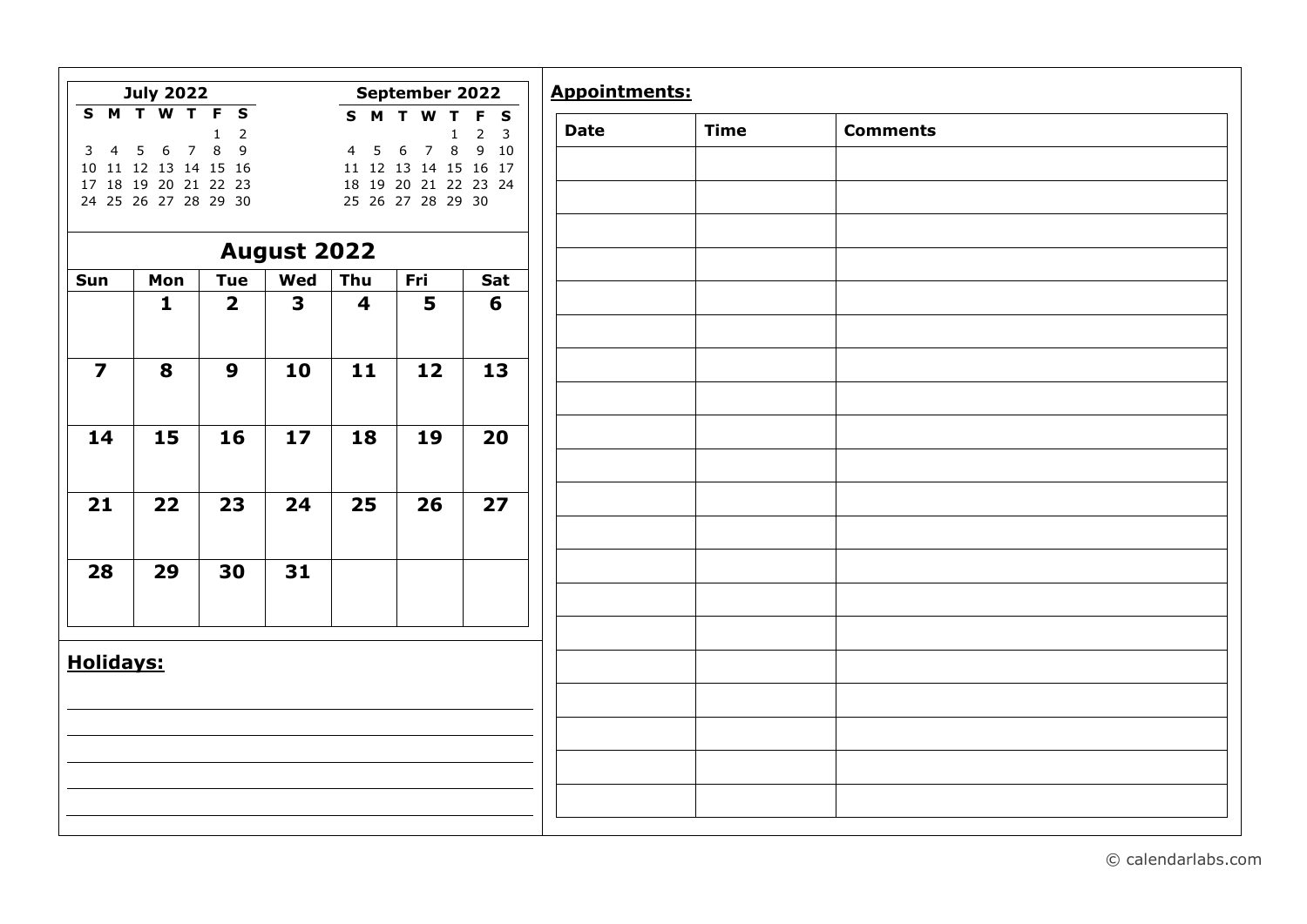**July 2022**

| S | M | T | W | T | F | S |
|---|---|---|---|---|---|---|
| | | | | | 1 | 2 |
| 3 | 4 | 5 | 6 | 7 | 8 | 9 |
| 10 | 11 | 12 | 13 | 14 | 15 | 16 |
| 17 | 18 | 19 | 20 | 21 | 22 | 23 |
| 24 | 25 | 26 | 27 | 28 | 29 | 30 |

**September 2022**

| S | M | T | W | T | F | S |
|---|---|---|---|---|---|---|
| | | | | 1 | 2 | 3 |
| 4 | 5 | 6 | 7 | 8 | 9 | 10 |
| 11 | 12 | 13 | 14 | 15 | 16 | 17 |
| 18 | 19 | 20 | 21 | 22 | 23 | 24 |
| 25 | 26 | 27 | 28 | 29 | 30 | |

## August 2022

| Sun | Mon | Tue | Wed | Thu | Fri | Sat |
|---|---|---|---|---|---|---|
| | 1 | 2 | 3 | 4 | 5 | 6 |
| 7 | 8 | 9 | 10 | 11 | 12 | 13 |
| 14 | 15 | 16 | 17 | 18 | 19 | 20 |
| 21 | 22 | 23 | 24 | 25 | 26 | 27 |
| 28 | 29 | 30 | 31 | | | |

**Holidays:**

**Appointments:**

| Date | Time | Comments |
|---|---|---|
| | | |
| | | |
| | | |
| | | |
| | | |
| | | |
| | | |
| | | |
| | | |
| | | |
| | | |
| | | |
| | | |
| | | |
| | | |
| | | |
| | | |
| | | |
| | | |
| | | |

© calendarlabs.com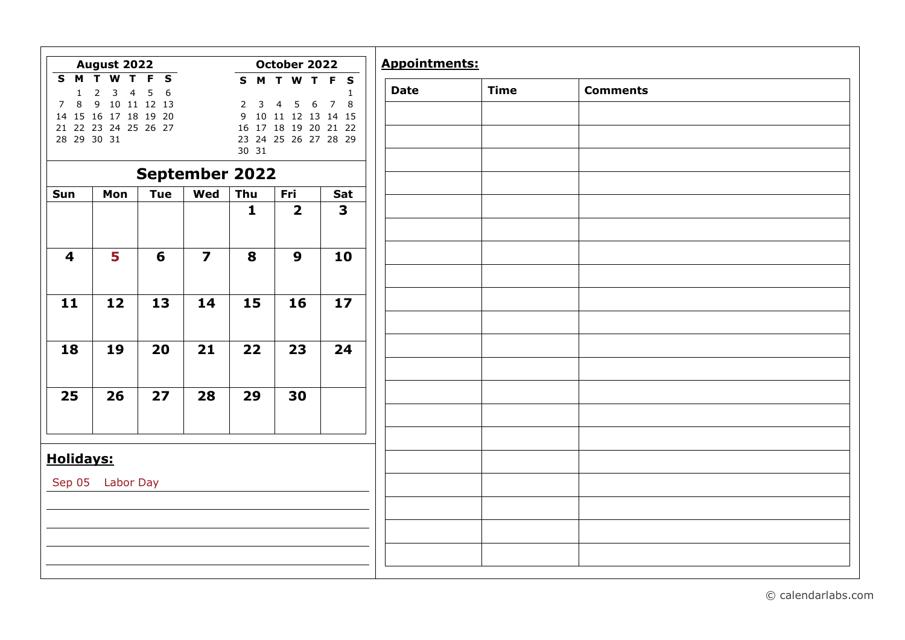**August 2022**

| S | M | T | W | T | F | S |
|---|---|---|---|---|---|---|
| | 1 | 2 | 3 | 4 | 5 | 6 |
| 7 | 8 | 9 | 10 | 11 | 12 | 13 |
| 14 | 15 | 16 | 17 | 18 | 19 | 20 |
| 21 | 22 | 23 | 24 | 25 | 26 | 27 |
| 28 | 29 | 30 | 31 | | | |

**October 2022**

| S | M | T | W | T | F | S |
|---|---|---|---|---|---|---|
| | | | | | | 1 |
| 2 | 3 | 4 | 5 | 6 | 7 | 8 |
| 9 | 10 | 11 | 12 | 13 | 14 | 15 |
| 16 | 17 | 18 | 19 | 20 | 21 | 22 |
| 23 | 24 | 25 | 26 | 27 | 28 | 29 |
| 30 | 31 | | | | | |

# September 2022

| Sun | Mon | Tue | Wed | Thu | Fri | Sat |
|---|---|---|---|---|---|---|
| | | | | 1 | 2 | 3 |
| 4 | 5 | 6 | 7 | 8 | 9 | 10 |
| 11 | 12 | 13 | 14 | 15 | 16 | 17 |
| 18 | 19 | 20 | 21 | 22 | 23 | 24 |
| 25 | 26 | 27 | 28 | 29 | 30 | |

## Holidays:

Sep 05 Labor Day

## Appointments:

| Date | Time | Comments |
|---|---|---|
| | | |
| | | |
| | | |
| | | |
| | | |
| | | |
| | | |
| | | |
| | | |
| | | |
| | | |
| | | |
| | | |
| | | |
| | | |
| | | |
| | | |
| | | |
| | | |
| | | |

© calendarlabs.com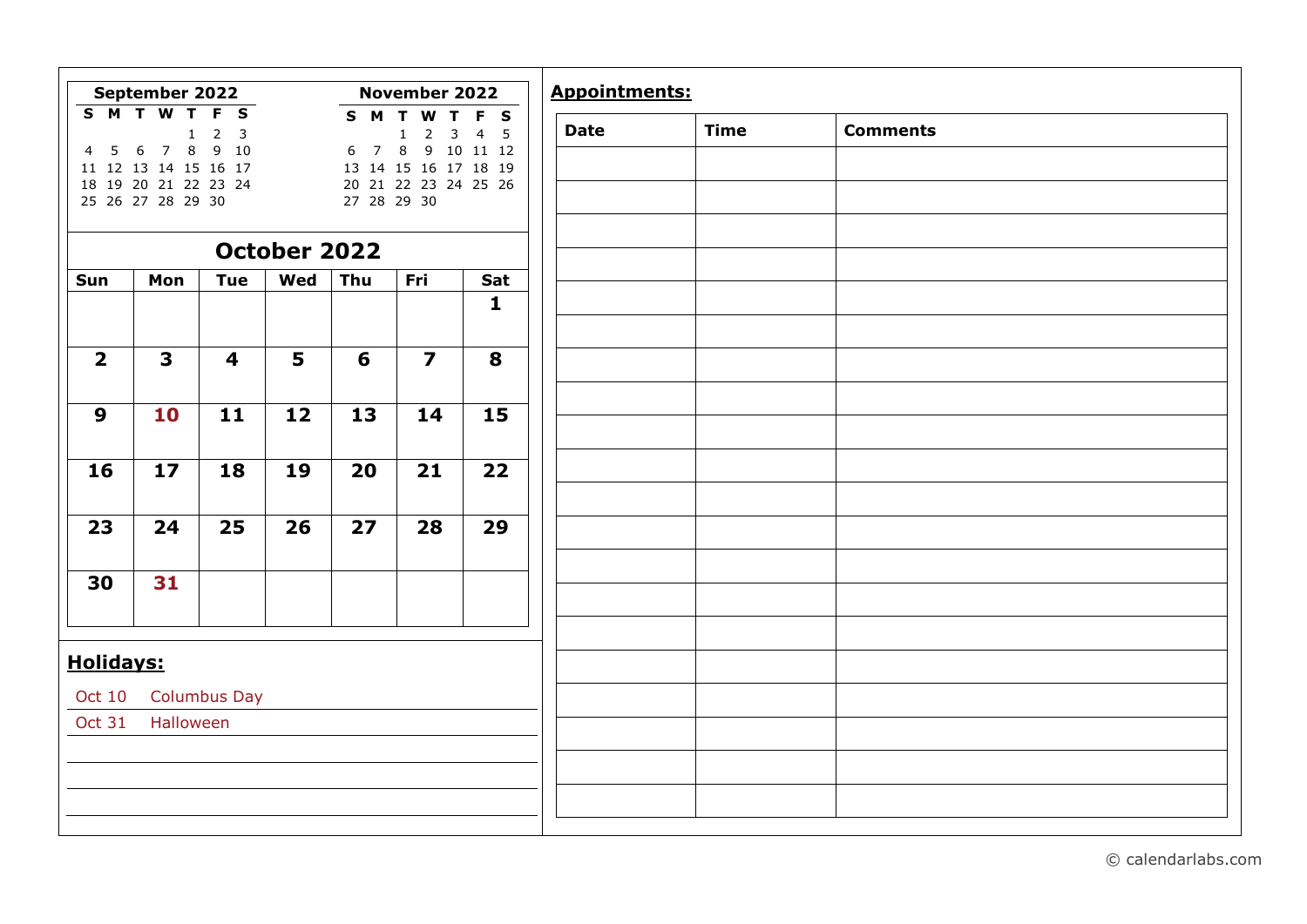**September 2022**

| S | M | T | W | T | F | S |
|---|---|---|---|---|---|---|
| | | | | 1 | 2 | 3 |
| 4 | 5 | 6 | 7 | 8 | 9 | 10 |
| 11 | 12 | 13 | 14 | 15 | 16 | 17 |
| 18 | 19 | 20 | 21 | 22 | 23 | 24 |
| 25 | 26 | 27 | 28 | 29 | 30 | |

**November 2022**

| S | M | T | W | T | F | S |
|---|---|---|---|---|---|---|
| | | 1 | 2 | 3 | 4 | 5 |
| 6 | 7 | 8 | 9 | 10 | 11 | 12 |
| 13 | 14 | 15 | 16 | 17 | 18 | 19 |
| 20 | 21 | 22 | 23 | 24 | 25 | 26 |
| 27 | 28 | 29 | 30 | | | |

## October 2022

| Sun | Mon | Tue | Wed | Thu | Fri | Sat |
|---|---|---|---|---|---|---|
| | | | | | | 1 |
| 2 | 3 | 4 | 5 | 6 | 7 | 8 |
| 9 | 10 | 11 | 12 | 13 | 14 | 15 |
| 16 | 17 | 18 | 19 | 20 | 21 | 22 |
| 23 | 24 | 25 | 26 | 27 | 28 | 29 |
| 30 | 31 | | | | | |

**Holidays:**

| | |
|---|---|
| Oct 10 | Columbus Day |
| Oct 31 | Halloween |
| | |
| | |
| | |

**Appointments:**

| Date | Time | Comments |
|---|---|---|
| | | |
| | | |
| | | |
| | | |
| | | |
| | | |
| | | |
| | | |
| | | |
| | | |
| | | |
| | | |
| | | |
| | | |
| | | |
| | | |
| | | |
| | | |
| | | |
| | | |

© calendarlabs.com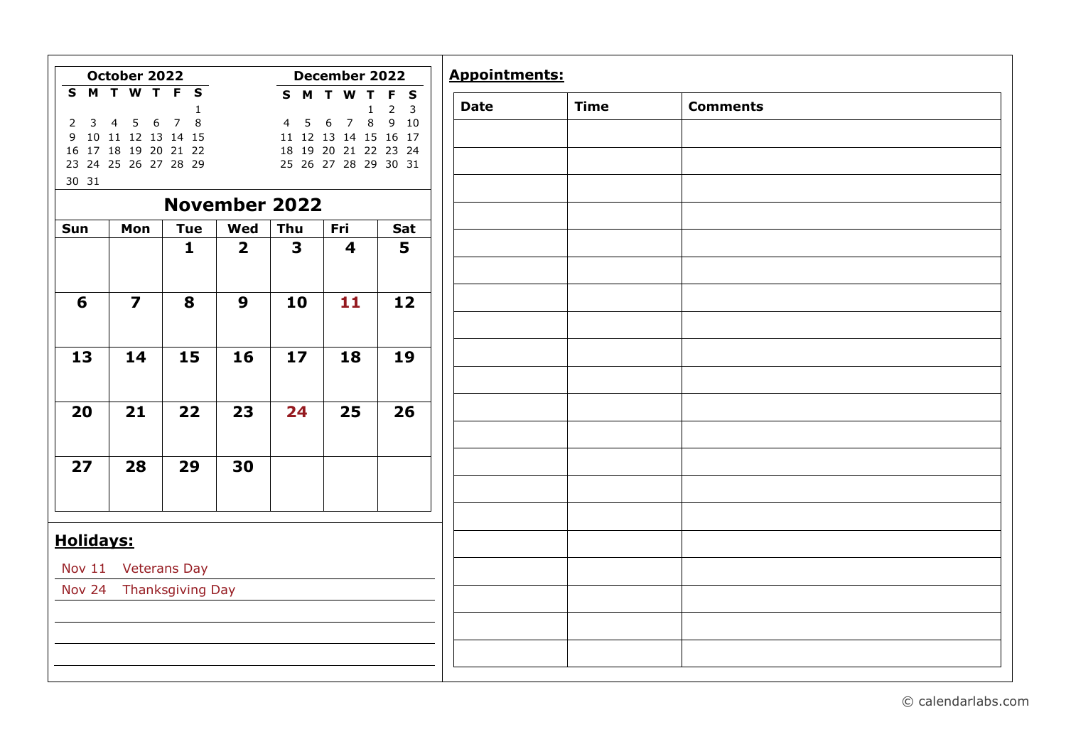**October 2022**

| S | M | T | W | T | F | S |
|---|---|---|---|---|---|---|
| | | | | | | 1 |
| 2 | 3 | 4 | 5 | 6 | 7 | 8 |
| 9 | 10 | 11 | 12 | 13 | 14 | 15 |
| 16 | 17 | 18 | 19 | 20 | 21 | 22 |
| 23 | 24 | 25 | 26 | 27 | 28 | 29 |
| 30 | 31 | | | | | |

**December 2022**

| S | M | T | W | T | F | S |
|---|---|---|---|---|---|---|
| | | | | 1 | 2 | 3 |
| 4 | 5 | 6 | 7 | 8 | 9 | 10 |
| 11 | 12 | 13 | 14 | 15 | 16 | 17 |
| 18 | 19 | 20 | 21 | 22 | 23 | 24 |
| 25 | 26 | 27 | 28 | 29 | 30 | 31 |

# November 2022

| Sun | Mon | Tue | Wed | Thu | Fri | Sat |
|---|---|---|---|---|---|---|
| | | 1 | 2 | 3 | 4 | 5 |
| 6 | 7 | 8 | 9 | 10 | 11 | 12 |
| 13 | 14 | 15 | 16 | 17 | 18 | 19 |
| 20 | 21 | 22 | 23 | 24 | 25 | 26 |
| 27 | 28 | 29 | 30 | | | |

## Holidays:

Nov 11 Veterans Day

Nov 24 Thanksgiving Day

## Appointments:

| Date | Time | Comments |
|---|---|---|
| | | |
| | | |
| | | |
| | | |
| | | |
| | | |
| | | |
| | | |
| | | |
| | | |
| | | |
| | | |
| | | |
| | | |
| | | |
| | | |
| | | |
| | | |
| | | |
| | | |

© calendarlabs.com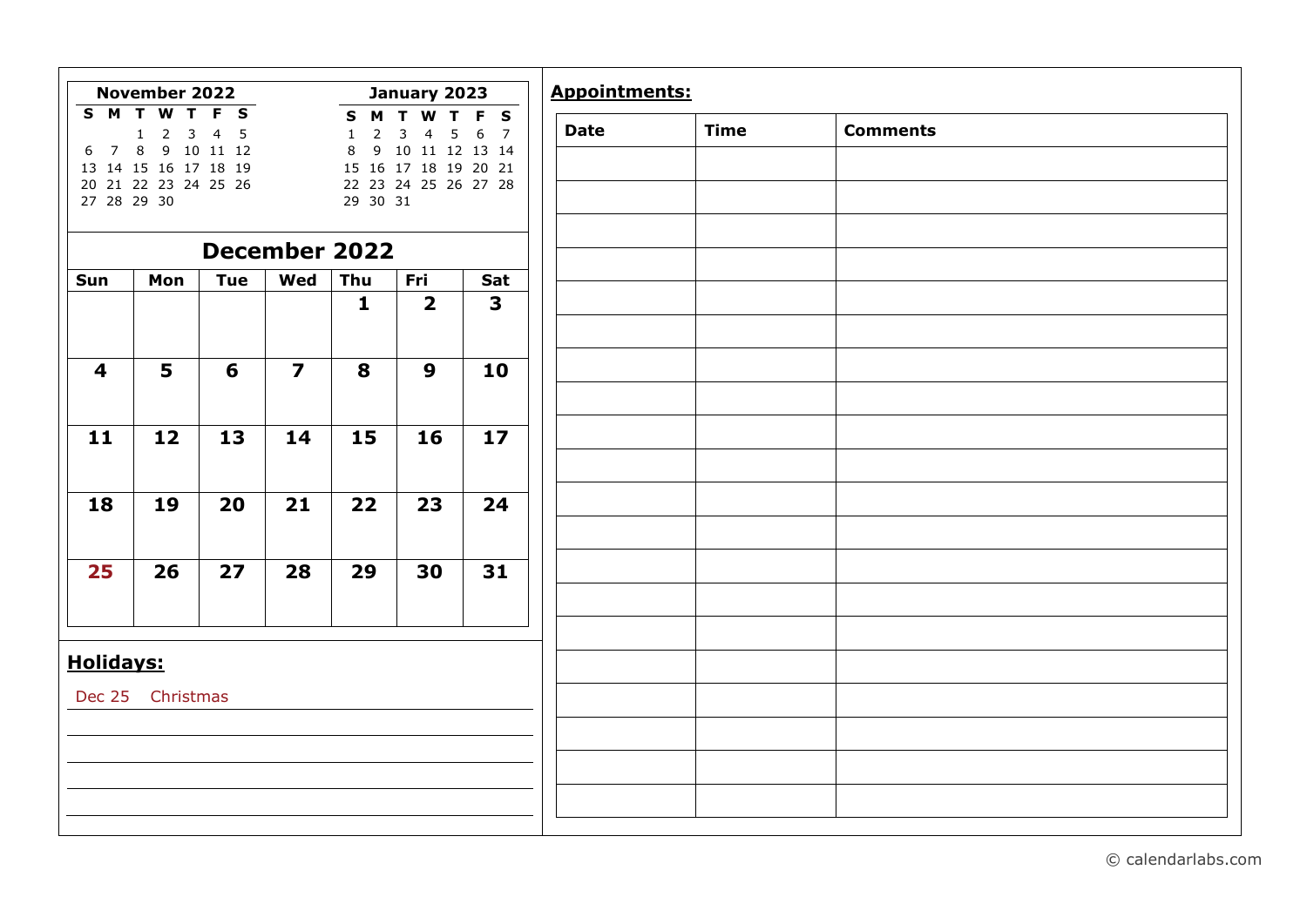**November 2022**

| S | M | T | W | T | F | S |
|---|---|---|---|---|---|---|
| | | 1 | 2 | 3 | 4 | 5 |
| 6 | 7 | 8 | 9 | 10 | 11 | 12 |
| 13 | 14 | 15 | 16 | 17 | 18 | 19 |
| 20 | 21 | 22 | 23 | 24 | 25 | 26 |
| 27 | 28 | 29 | 30 | | | |

**January 2023**

| S | M | T | W | T | F | S |
|---|---|---|---|---|---|---|
| 1 | 2 | 3 | 4 | 5 | 6 | 7 |
| 8 | 9 | 10 | 11 | 12 | 13 | 14 |
| 15 | 16 | 17 | 18 | 19 | 20 | 21 |
| 22 | 23 | 24 | 25 | 26 | 27 | 28 |
| 29 | 30 | 31 | | | | |

# December 2022

| Sun | Mon | Tue | Wed | Thu | Fri | Sat |
|---|---|---|---|---|---|---|
| | | | | 1 | 2 | 3 |
| 4 | 5 | 6 | 7 | 8 | 9 | 10 |
| 11 | 12 | 13 | 14 | 15 | 16 | 17 |
| 18 | 19 | 20 | 21 | 22 | 23 | 24 |
| 25 | 26 | 27 | 28 | 29 | 30 | 31 |

## Holidays:

Dec 25 Christmas

## Appointments:

| Date | Time | Comments |
|---|---|---|
| | | |
| | | |
| | | |
| | | |
| | | |
| | | |
| | | |
| | | |
| | | |
| | | |
| | | |
| | | |
| | | |
| | | |
| | | |
| | | |
| | | |
| | | |
| | | |
| | | |

© calendarlabs.com